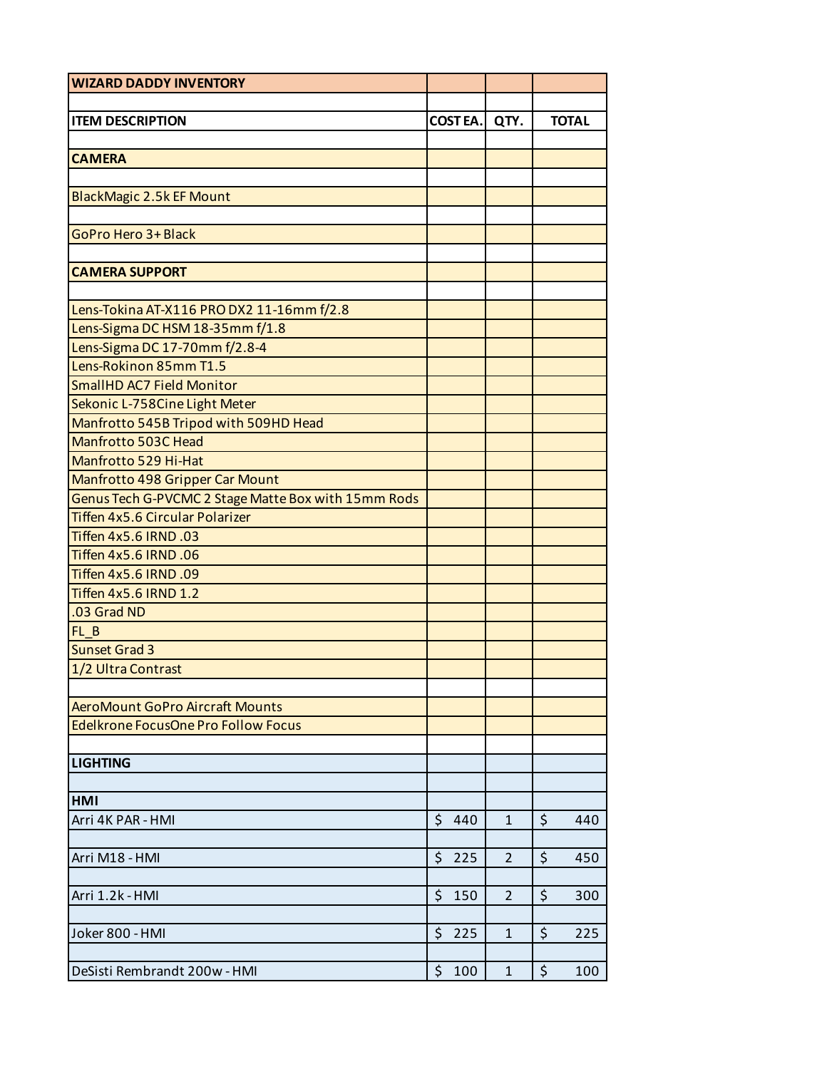| WIZARD DADDY INVENTORY | | | |
|---|---|---|---|
| | | | |
| **ITEM DESCRIPTION** | **COST EA.** | **QTY.** | **TOTAL** |
| | | | |
| **CAMERA** | | | |
| | | | |
| BlackMagic 2.5k EF Mount | | | |
| | | | |
| GoPro Hero 3+ Black | | | |
| | | | |
| **CAMERA SUPPORT** | | | |
| | | | |
| Lens-Tokina AT-X116 PRO DX2 11-16mm f/2.8 | | | |
| Lens-Sigma DC HSM 18-35mm f/1.8 | | | |
| Lens-Sigma DC 17-70mm f/2.8-4 | | | |
| Lens-Rokinon 85mm T1.5 | | | |
| SmallHD AC7 Field Monitor | | | |
| Sekonic L-758Cine Light Meter | | | |
| Manfrotto 545B Tripod with 509HD Head | | | |
| Manfrotto 503C Head | | | |
| Manfrotto 529 Hi-Hat | | | |
| Manfrotto 498 Gripper Car Mount | | | |
| Genus Tech G-PVCMC 2 Stage Matte Box with 15mm Rods | | | |
| Tiffen 4x5.6 Circular Polarizer | | | |
| Tiffen 4x5.6 IRND .03 | | | |
| Tiffen 4x5.6 IRND .06 | | | |
| Tiffen 4x5.6 IRND .09 | | | |
| Tiffen 4x5.6 IRND 1.2 | | | |
| .03 Grad ND | | | |
| FL_B | | | |
| Sunset Grad 3 | | | |
| 1/2 Ultra Contrast | | | |
| | | | |
| AeroMount GoPro Aircraft Mounts | | | |
| Edelkrone FocusOne Pro Follow Focus | | | |
| | | | |
| **LIGHTING** | | | |
| | | | |
| **HMI** | | | |
| Arri 4K PAR - HMI | $ 440 | 1 | $ 440 |
| | | | |
| Arri M18 - HMI | $ 225 | 2 | $ 450 |
| | | | |
| Arri 1.2k - HMI | $ 150 | 2 | $ 300 |
| | | | |
| Joker 800 - HMI | $ 225 | 1 | $ 225 |
| | | | |
| DeSisti Rembrandt 200w - HMI | $ 100 | 1 | $ 100 |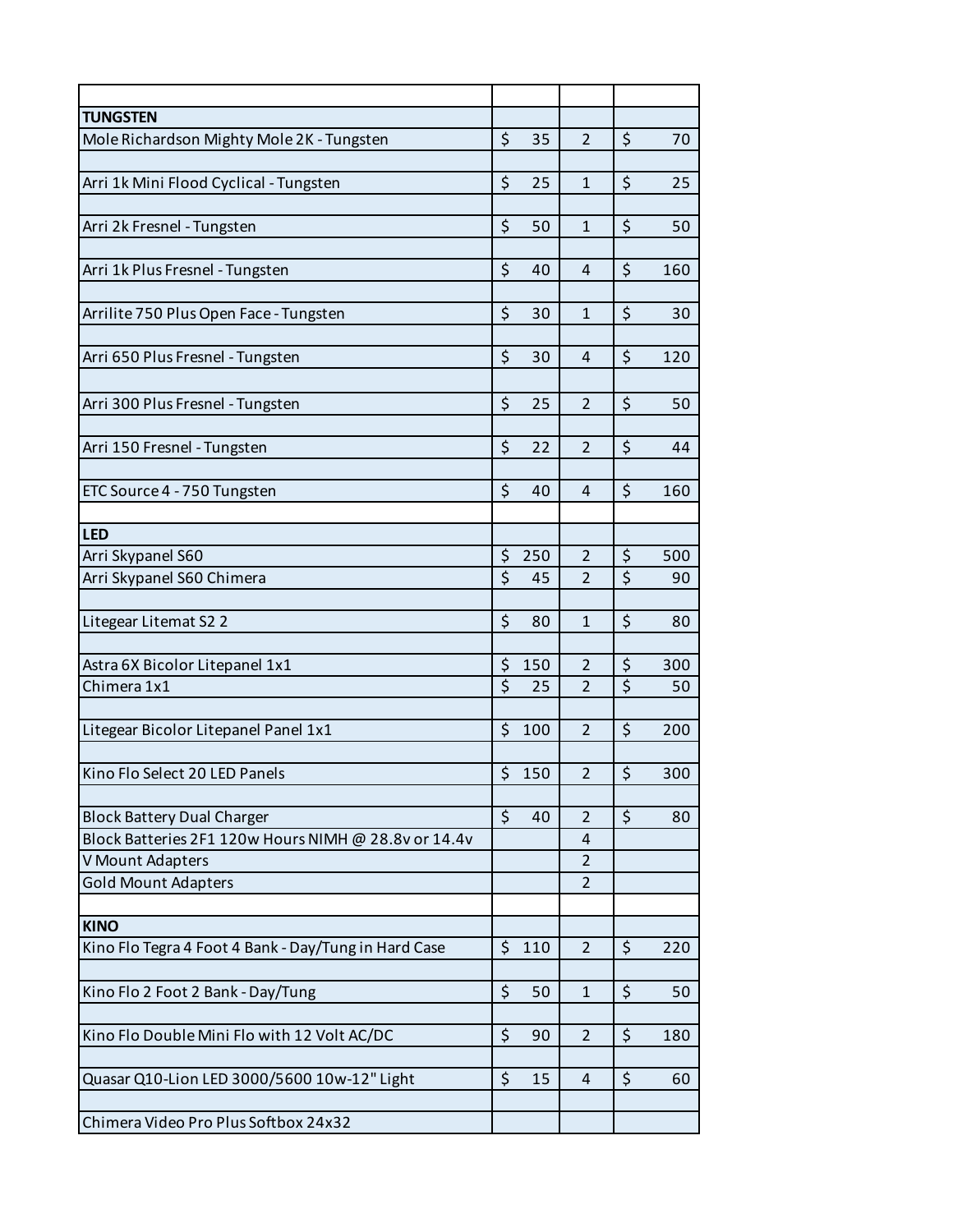| | | | |
|---|---|---|---|
| **TUNGSTEN** | | | |
| Mole Richardson Mighty Mole 2K - Tungsten | $ 35 | 2 | $ 70 |
| | | | |
| Arri 1k Mini Flood Cyclical - Tungsten | $ 25 | 1 | $ 25 |
| | | | |
| Arri 2k Fresnel - Tungsten | $ 50 | 1 | $ 50 |
| | | | |
| Arri 1k Plus Fresnel - Tungsten | $ 40 | 4 | $ 160 |
| | | | |
| Arrilite 750 Plus Open Face - Tungsten | $ 30 | 1 | $ 30 |
| | | | |
| Arri 650 Plus Fresnel - Tungsten | $ 30 | 4 | $ 120 |
| | | | |
| Arri 300 Plus Fresnel - Tungsten | $ 25 | 2 | $ 50 |
| | | | |
| Arri 150 Fresnel - Tungsten | $ 22 | 2 | $ 44 |
| | | | |
| ETC Source 4 - 750 Tungsten | $ 40 | 4 | $ 160 |
| | | | |
| **LED** | | | |
| Arri Skypanel S60 | $ 250 | 2 | $ 500 |
| Arri Skypanel S60 Chimera | $ 45 | 2 | $ 90 |
| | | | |
| Litegear Litemat S2 2 | $ 80 | 1 | $ 80 |
| | | | |
| Astra 6X Bicolor Litepanel 1x1 | $ 150 | 2 | $ 300 |
| Chimera 1x1 | $ 25 | 2 | $ 50 |
| | | | |
| Litegear Bicolor Litepanel Panel 1x1 | $ 100 | 2 | $ 200 |
| | | | |
| Kino Flo Select 20 LED Panels | $ 150 | 2 | $ 300 |
| | | | |
| Block Battery Dual Charger | $ 40 | 2 | $ 80 |
| Block Batteries 2F1 120w Hours NIMH @ 28.8v or 14.4v | | 4 | |
| V Mount Adapters | | 2 | |
| Gold Mount Adapters | | 2 | |
| | | | |
| **KINO** | | | |
| Kino Flo Tegra 4 Foot 4 Bank - Day/Tung in Hard Case | $ 110 | 2 | $ 220 |
| | | | |
| Kino Flo 2 Foot 2 Bank - Day/Tung | $ 50 | 1 | $ 50 |
| | | | |
| Kino Flo Double Mini Flo with 12 Volt AC/DC | $ 90 | 2 | $ 180 |
| | | | |
| Quasar Q10-Lion LED 3000/5600 10w-12" Light | $ 15 | 4 | $ 60 |
| | | | |
| Chimera Video Pro Plus Softbox 24x32 | | | |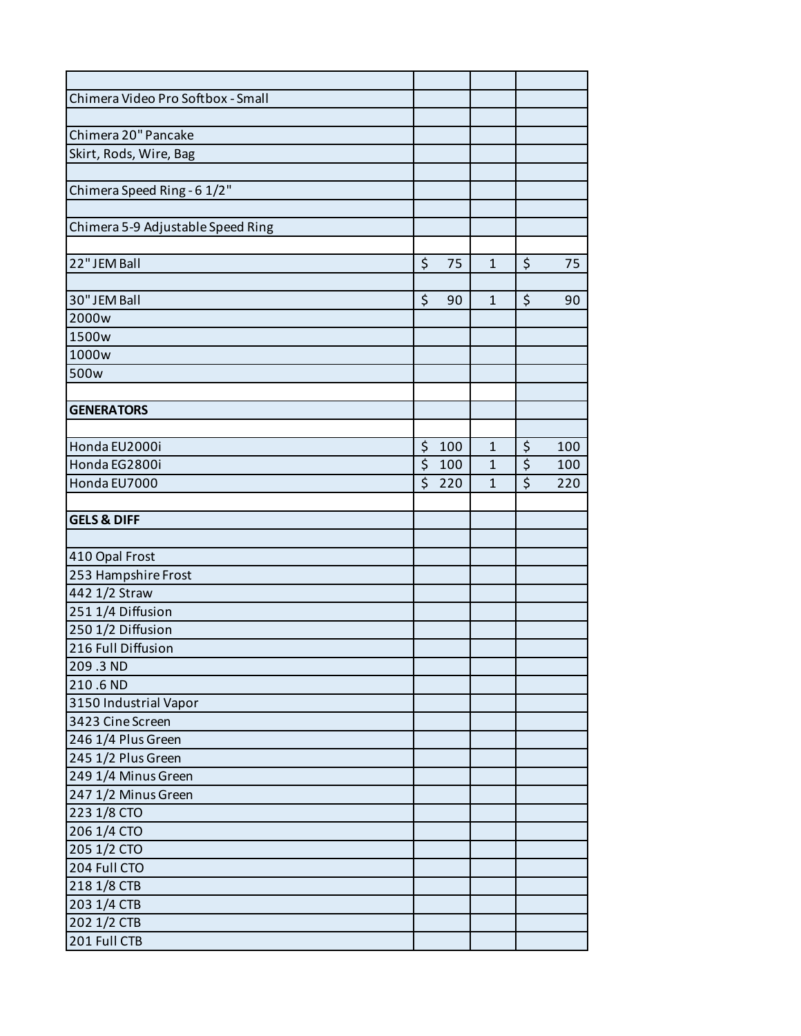| | | | |
|---|---|---|---|
| Chimera Video Pro Softbox - Small | | | |
| | | | |
| Chimera 20" Pancake | | | |
| Skirt, Rods, Wire, Bag | | | |
| | | | |
| Chimera Speed Ring - 6 1/2" | | | |
| | | | |
| Chimera 5-9 Adjustable Speed Ring | | | |
| | | | |
| 22" JEM Ball | $ 75 | 1 | $ 75 |
| | | | |
| 30" JEM Ball | $ 90 | 1 | $ 90 |
| 2000w | | | |
| 1500w | | | |
| 1000w | | | |
| 500w | | | |
| | | | |
| **GENERATORS** | | | |
| | | | |
| Honda EU2000i | $ 100 | 1 | $ 100 |
| Honda EG2800i | $ 100 | 1 | $ 100 |
| Honda EU7000 | $ 220 | 1 | $ 220 |
| | | | |
| **GELS & DIFF** | | | |
| | | | |
| 410 Opal Frost | | | |
| 253 Hampshire Frost | | | |
| 442 1/2 Straw | | | |
| 251 1/4 Diffusion | | | |
| 250 1/2 Diffusion | | | |
| 216 Full Diffusion | | | |
| 209 .3 ND | | | |
| 210 .6 ND | | | |
| 3150 Industrial Vapor | | | |
| 3423 Cine Screen | | | |
| 246 1/4 Plus Green | | | |
| 245 1/2 Plus Green | | | |
| 249 1/4 Minus Green | | | |
| 247 1/2 Minus Green | | | |
| 223 1/8 CTO | | | |
| 206 1/4 CTO | | | |
| 205 1/2 CTO | | | |
| 204 Full CTO | | | |
| 218 1/8 CTB | | | |
| 203 1/4 CTB | | | |
| 202 1/2 CTB | | | |
| 201 Full CTB | | | |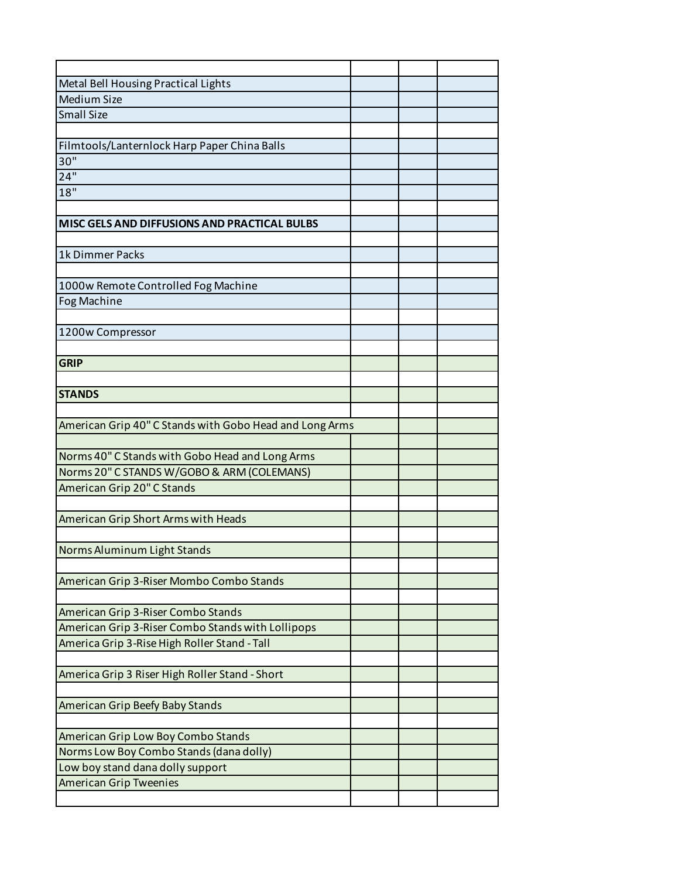| | | | |
|---|---|---|---|
| Metal Bell Housing Practical Lights | | | |
| Medium Size | | | |
| Small Size | | | |
| | | | |
| Filmtools/Lanternlock Harp Paper China Balls | | | |
| 30" | | | |
| 24" | | | |
| 18" | | | |
| | | | |
| **MISC GELS AND DIFFUSIONS AND PRACTICAL BULBS** | | | |
| | | | |
| 1k Dimmer Packs | | | |
| | | | |
| 1000w Remote Controlled Fog Machine | | | |
| Fog Machine | | | |
| | | | |
| 1200w Compressor | | | |
| | | | |
| **GRIP** | | | |
| | | | |
| **STANDS** | | | |
| | | | |
| American Grip 40" C Stands with Gobo Head and Long Arms | | | |
| | | | |
| Norms 40" C Stands with Gobo Head and Long Arms | | | |
| Norms 20" C STANDS W/GOBO & ARM (COLEMANS) | | | |
| American Grip 20" C Stands | | | |
| | | | |
| American Grip Short Arms with Heads | | | |
| | | | |
| Norms Aluminum Light Stands | | | |
| | | | |
| American Grip 3-Riser Mombo Combo Stands | | | |
| | | | |
| American Grip 3-Riser Combo Stands | | | |
| American Grip 3-Riser Combo Stands with Lollipops | | | |
| America Grip 3-Rise High Roller Stand - Tall | | | |
| | | | |
| America Grip 3 Riser High Roller Stand - Short | | | |
| | | | |
| American Grip Beefy Baby Stands | | | |
| | | | |
| American Grip Low Boy Combo Stands | | | |
| Norms Low Boy Combo Stands (dana dolly) | | | |
| Low boy stand dana dolly support | | | |
| American Grip Tweenies | | | |
| | | | |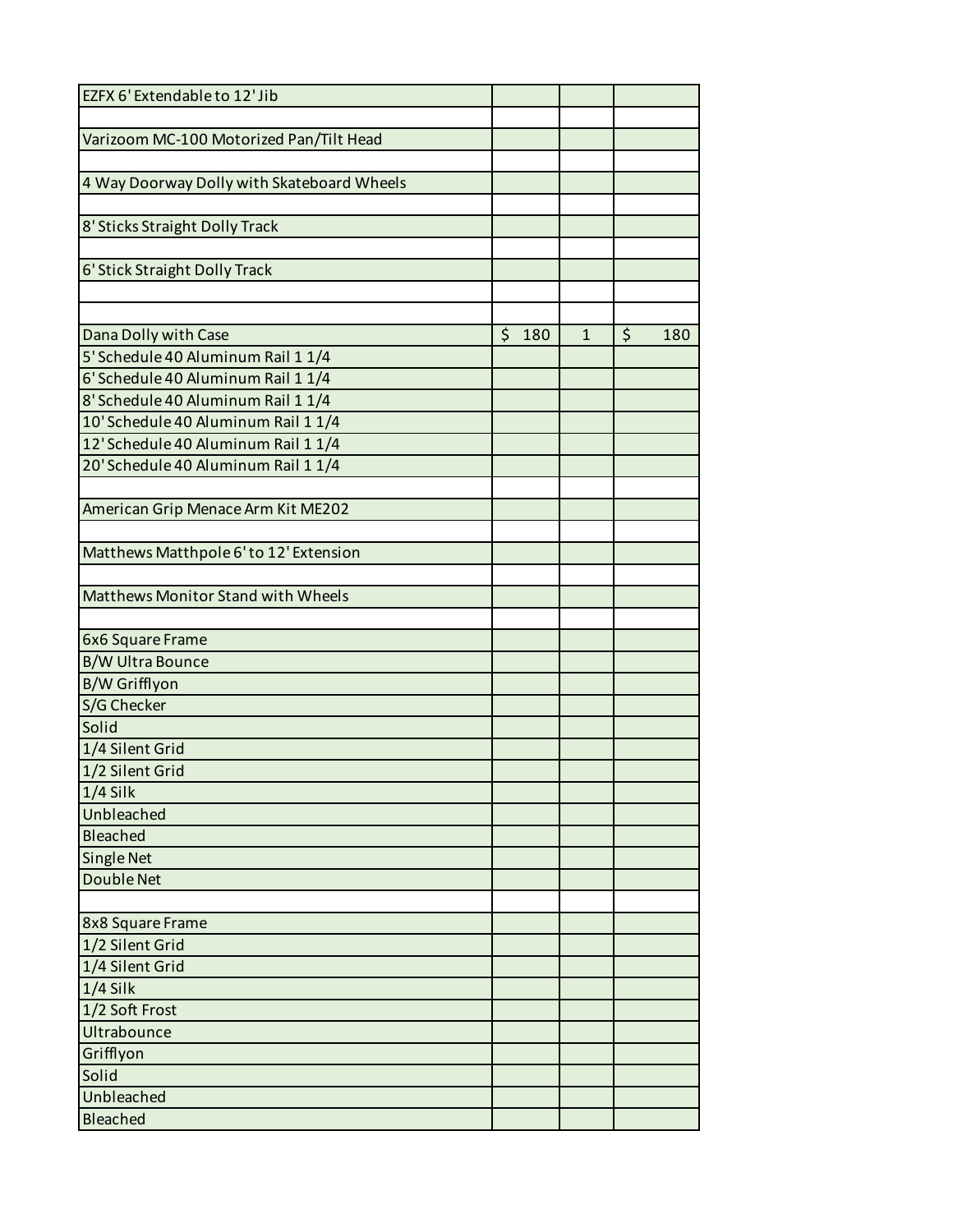| | | | |
|---|---|---|---|
| EZFX 6' Extendable to 12' Jib | | | |
| | | | |
| Varizoom MC-100 Motorized Pan/Tilt Head | | | |
| | | | |
| 4 Way Doorway Dolly with Skateboard Wheels | | | |
| | | | |
| 8' Sticks Straight Dolly Track | | | |
| | | | |
| 6' Stick Straight Dolly Track | | | |
| | | | |
| | | | |
| Dana Dolly with Case | $ 180 | 1 | $ 180 |
| 5' Schedule 40 Aluminum Rail 1 1/4 | | | |
| 6' Schedule 40 Aluminum Rail 1 1/4 | | | |
| 8' Schedule 40 Aluminum Rail 1 1/4 | | | |
| 10' Schedule 40 Aluminum Rail 1 1/4 | | | |
| 12' Schedule 40 Aluminum Rail 1 1/4 | | | |
| 20' Schedule 40 Aluminum Rail 1 1/4 | | | |
| | | | |
| American Grip Menace Arm Kit ME202 | | | |
| | | | |
| Matthews Matthpole 6' to 12' Extension | | | |
| | | | |
| Matthews Monitor Stand with Wheels | | | |
| | | | |
| 6x6 Square Frame | | | |
| B/W Ultra Bounce | | | |
| B/W Grifflyon | | | |
| S/G Checker | | | |
| Solid | | | |
| 1/4 Silent Grid | | | |
| 1/2 Silent Grid | | | |
| 1/4 Silk | | | |
| Unbleached | | | |
| Bleached | | | |
| Single Net | | | |
| Double Net | | | |
| | | | |
| 8x8 Square Frame | | | |
| 1/2 Silent Grid | | | |
| 1/4 Silent Grid | | | |
| 1/4 Silk | | | |
| 1/2 Soft Frost | | | |
| Ultrabounce | | | |
| Grifflyon | | | |
| Solid | | | |
| Unbleached | | | |
| Bleached | | | |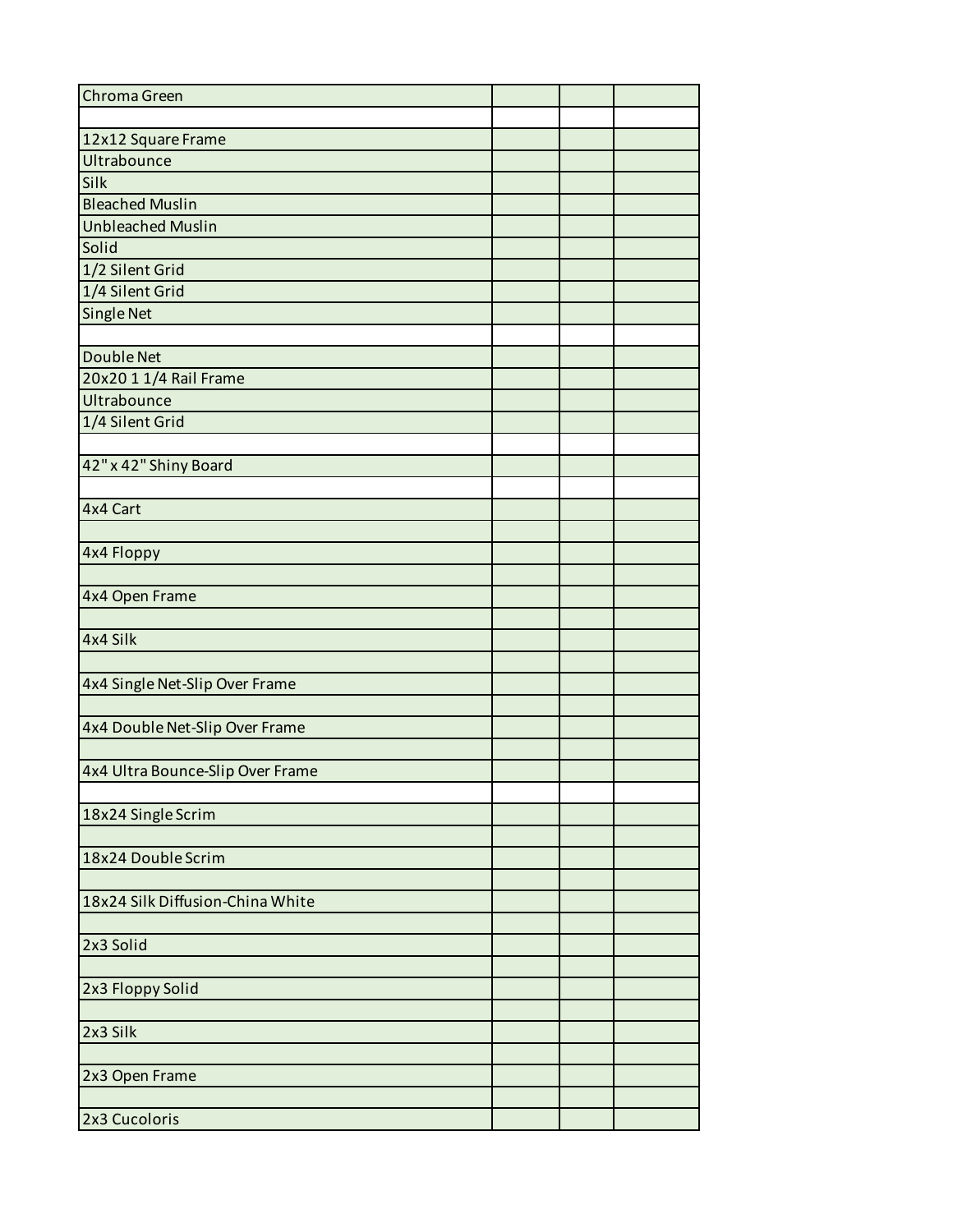| | | | |
|---|---|---|---|
| Chroma Green | | | |
| | | | |
| 12x12 Square Frame | | | |
| Ultrabounce | | | |
| Silk | | | |
| Bleached Muslin | | | |
| Unbleached Muslin | | | |
| Solid | | | |
| 1/2 Silent Grid | | | |
| 1/4 Silent Grid | | | |
| Single Net | | | |
| | | | |
| Double Net | | | |
| 20x20 1 1/4 Rail Frame | | | |
| Ultrabounce | | | |
| 1/4 Silent Grid | | | |
| | | | |
| 42" x 42" Shiny Board | | | |
| | | | |
| 4x4 Cart | | | |
| | | | |
| 4x4 Floppy | | | |
| | | | |
| 4x4 Open Frame | | | |
| | | | |
| 4x4 Silk | | | |
| | | | |
| 4x4 Single Net-Slip Over Frame | | | |
| | | | |
| 4x4 Double Net-Slip Over Frame | | | |
| | | | |
| 4x4 Ultra Bounce-Slip Over Frame | | | |
| | | | |
| 18x24 Single Scrim | | | |
| | | | |
| 18x24 Double Scrim | | | |
| | | | |
| 18x24 Silk Diffusion-China White | | | |
| | | | |
| 2x3 Solid | | | |
| | | | |
| 2x3 Floppy Solid | | | |
| | | | |
| 2x3 Silk | | | |
| | | | |
| 2x3 Open Frame | | | |
| | | | |
| 2x3 Cucoloris | | | |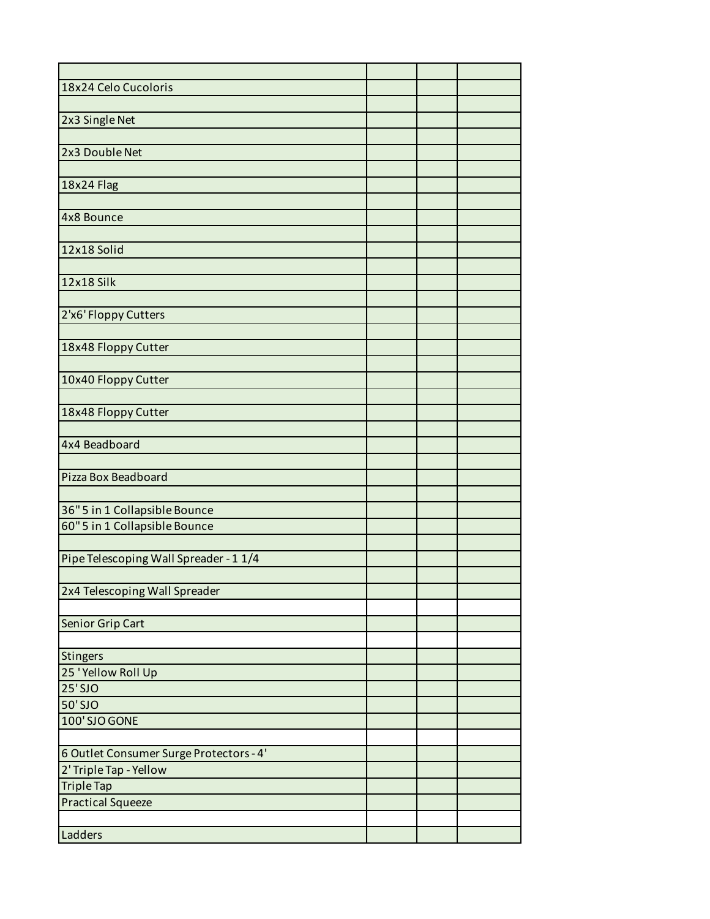| | | | |
|---|---|---|---|
| 18x24 Celo Cucoloris | | | |
| | | | |
| 2x3 Single Net | | | |
| | | | |
| 2x3 Double Net | | | |
| | | | |
| 18x24 Flag | | | |
| | | | |
| 4x8 Bounce | | | |
| | | | |
| 12x18 Solid | | | |
| | | | |
| 12x18 Silk | | | |
| | | | |
| 2'x6' Floppy Cutters | | | |
| | | | |
| 18x48 Floppy Cutter | | | |
| | | | |
| 10x40 Floppy Cutter | | | |
| | | | |
| 18x48 Floppy Cutter | | | |
| | | | |
| 4x4 Beadboard | | | |
| | | | |
| Pizza Box Beadboard | | | |
| | | | |
| 36" 5 in 1 Collapsible Bounce | | | |
| 60" 5 in 1 Collapsible Bounce | | | |
| | | | |
| Pipe Telescoping Wall Spreader - 1 1/4 | | | |
| | | | |
| 2x4 Telescoping Wall Spreader | | | |
| | | | |
| Senior Grip Cart | | | |
| | | | |
| Stingers | | | |
| 25 ' Yellow Roll Up | | | |
| 25' SJO | | | |
| 50' SJO | | | |
| 100' SJO GONE | | | |
| | | | |
| 6 Outlet Consumer Surge Protectors - 4' | | | |
| 2' Triple Tap - Yellow | | | |
| Triple Tap | | | |
| Practical Squeeze | | | |
| | | | |
| Ladders | | | |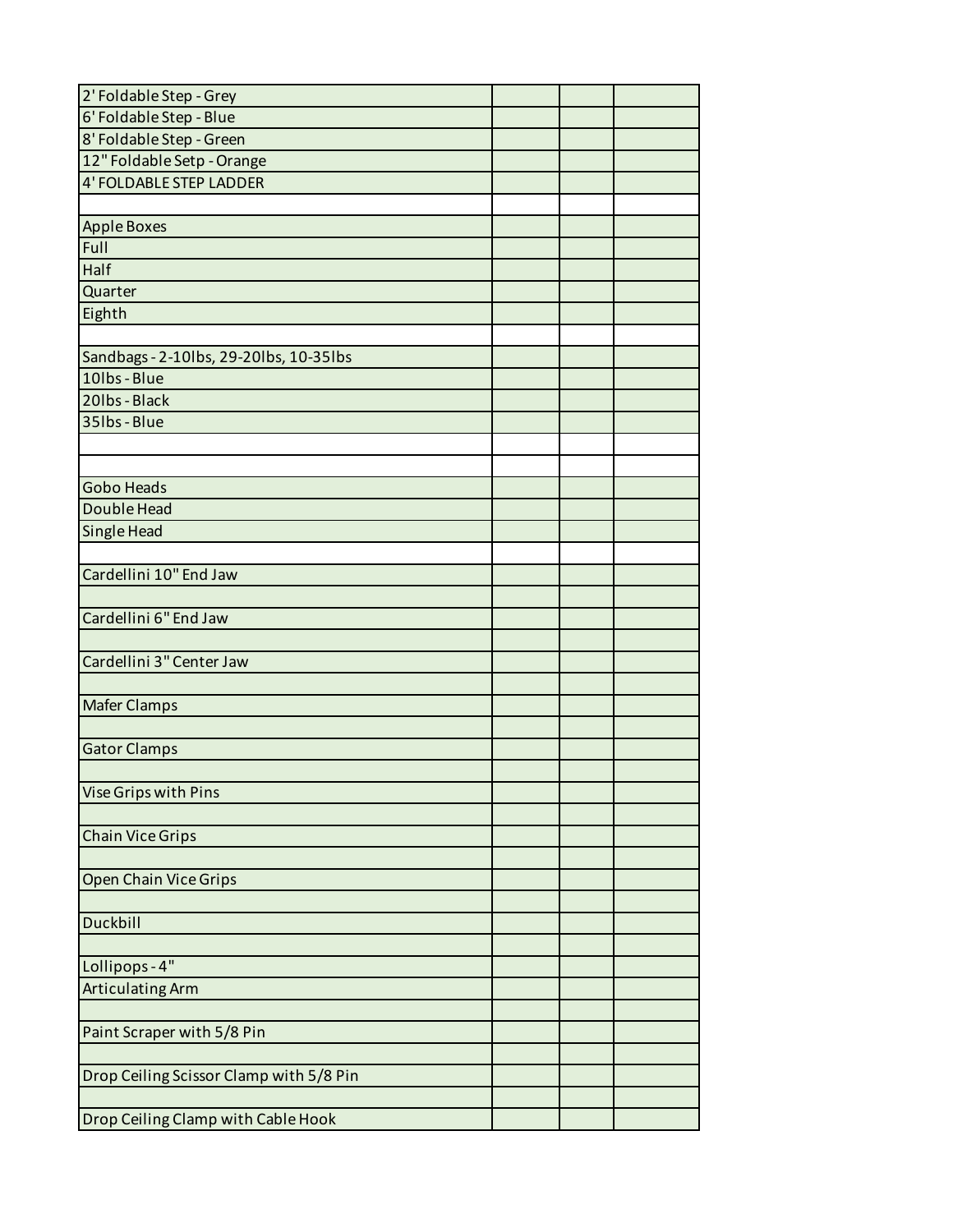| | | | |
|---|---|---|---|
| 2' Foldable Step - Grey | | | |
| 6' Foldable Step - Blue | | | |
| 8' Foldable Step - Green | | | |
| 12" Foldable Setp - Orange | | | |
| 4' FOLDABLE STEP LADDER | | | |
| | | | |
| Apple Boxes | | | |
| Full | | | |
| Half | | | |
| Quarter | | | |
| Eighth | | | |
| | | | |
| Sandbags - 2-10lbs, 29-20lbs, 10-35lbs | | | |
| 10lbs - Blue | | | |
| 20lbs - Black | | | |
| 35lbs - Blue | | | |
| | | | |
| | | | |
| Gobo Heads | | | |
| Double Head | | | |
| Single Head | | | |
| | | | |
| Cardellini 10" End Jaw | | | |
| | | | |
| Cardellini 6" End Jaw | | | |
| | | | |
| Cardellini 3" Center Jaw | | | |
| | | | |
| Mafer Clamps | | | |
| | | | |
| Gator Clamps | | | |
| | | | |
| Vise Grips with Pins | | | |
| | | | |
| Chain Vice Grips | | | |
| | | | |
| Open Chain Vice Grips | | | |
| | | | |
| Duckbill | | | |
| | | | |
| Lollipops - 4" | | | |
| Articulating Arm | | | |
| | | | |
| Paint Scraper with 5/8 Pin | | | |
| | | | |
| Drop Ceiling Scissor Clamp with 5/8 Pin | | | |
| | | | |
| Drop Ceiling Clamp with Cable Hook | | | |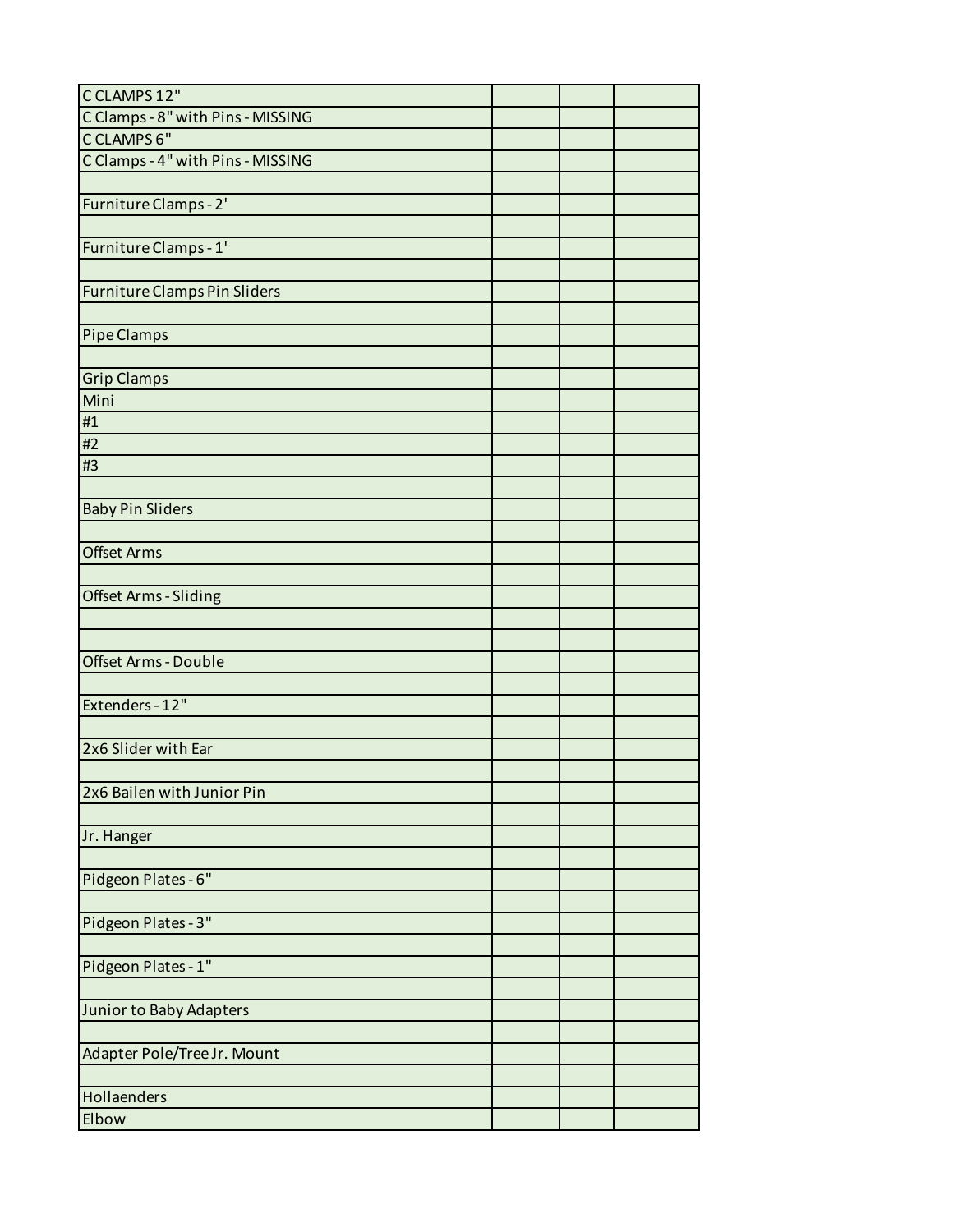| C CLAMPS 12" | | | |
| --- | --- | --- | --- |
| C Clamps - 8" with Pins - MISSING | | | |
| C CLAMPS 6" | | | |
| C Clamps - 4" with Pins - MISSING | | | |
| | | | |
| Furniture Clamps - 2' | | | |
| | | | |
| Furniture Clamps - 1' | | | |
| | | | |
| Furniture Clamps Pin Sliders | | | |
| | | | |
| Pipe Clamps | | | |
| | | | |
| Grip Clamps | | | |
| Mini | | | |
| #1 | | | |
| #2 | | | |
| #3 | | | |
| | | | |
| Baby Pin Sliders | | | |
| | | | |
| Offset Arms | | | |
| | | | |
| Offset Arms - Sliding | | | |
| | | | |
| | | | |
| Offset Arms - Double | | | |
| | | | |
| Extenders - 12" | | | |
| | | | |
| 2x6 Slider with Ear | | | |
| | | | |
| 2x6 Bailen with Junior Pin | | | |
| | | | |
| Jr. Hanger | | | |
| | | | |
| Pidgeon Plates - 6" | | | |
| | | | |
| Pidgeon Plates - 3" | | | |
| | | | |
| Pidgeon Plates - 1" | | | |
| | | | |
| Junior to Baby Adapters | | | |
| | | | |
| Adapter Pole/Tree Jr. Mount | | | |
| | | | |
| Hollaenders | | | |
| Elbow | | | |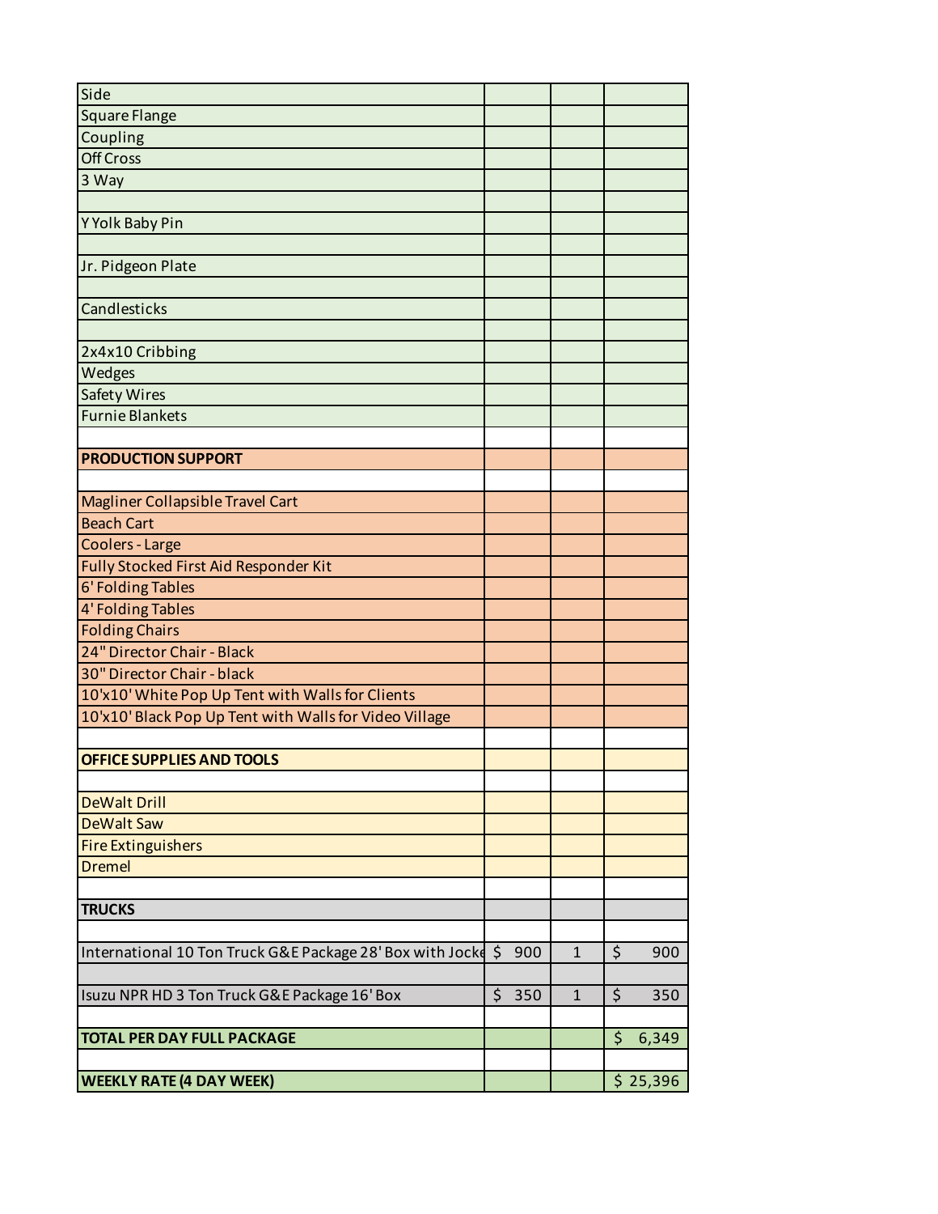| | | | |
|---|---|---|---|
| Side | | | |
| Square Flange | | | |
| Coupling | | | |
| Off Cross | | | |
| 3 Way | | | |
| | | | |
| Y Yolk Baby Pin | | | |
| | | | |
| Jr. Pidgeon Plate | | | |
| | | | |
| Candlesticks | | | |
| | | | |
| 2x4x10 Cribbing | | | |
| Wedges | | | |
| Safety Wires | | | |
| Furnie Blankets | | | |
| | | | |
| **PRODUCTION SUPPORT** | | | |
| | | | |
| Magliner Collapsible Travel Cart | | | |
| Beach Cart | | | |
| Coolers - Large | | | |
| Fully Stocked First Aid Responder Kit | | | |
| 6' Folding Tables | | | |
| 4' Folding Tables | | | |
| Folding Chairs | | | |
| 24" Director Chair - Black | | | |
| 30" Director Chair - black | | | |
| 10'x10' White Pop Up Tent with Walls for Clients | | | |
| 10'x10' Black Pop Up Tent with Walls for Video Village | | | |
| | | | |
| **OFFICE SUPPLIES AND TOOLS** | | | |
| | | | |
| DeWalt Drill | | | |
| DeWalt Saw | | | |
| Fire Extinguishers | | | |
| Dremel | | | |
| | | | |
| **TRUCKS** | | | |
| | | | |
| International 10 Ton Truck G&E Package 28' Box with Jocke | $ 900 | 1 | $ 900 |
| | | | |
| Isuzu NPR HD 3 Ton Truck G&E Package 16' Box | $ 350 | 1 | $ 350 |
| | | | |
| **TOTAL PER DAY FULL PACKAGE** | | | $ 6,349 |
| | | | |
| **WEEKLY RATE (4 DAY WEEK)** | | | $ 25,396 |